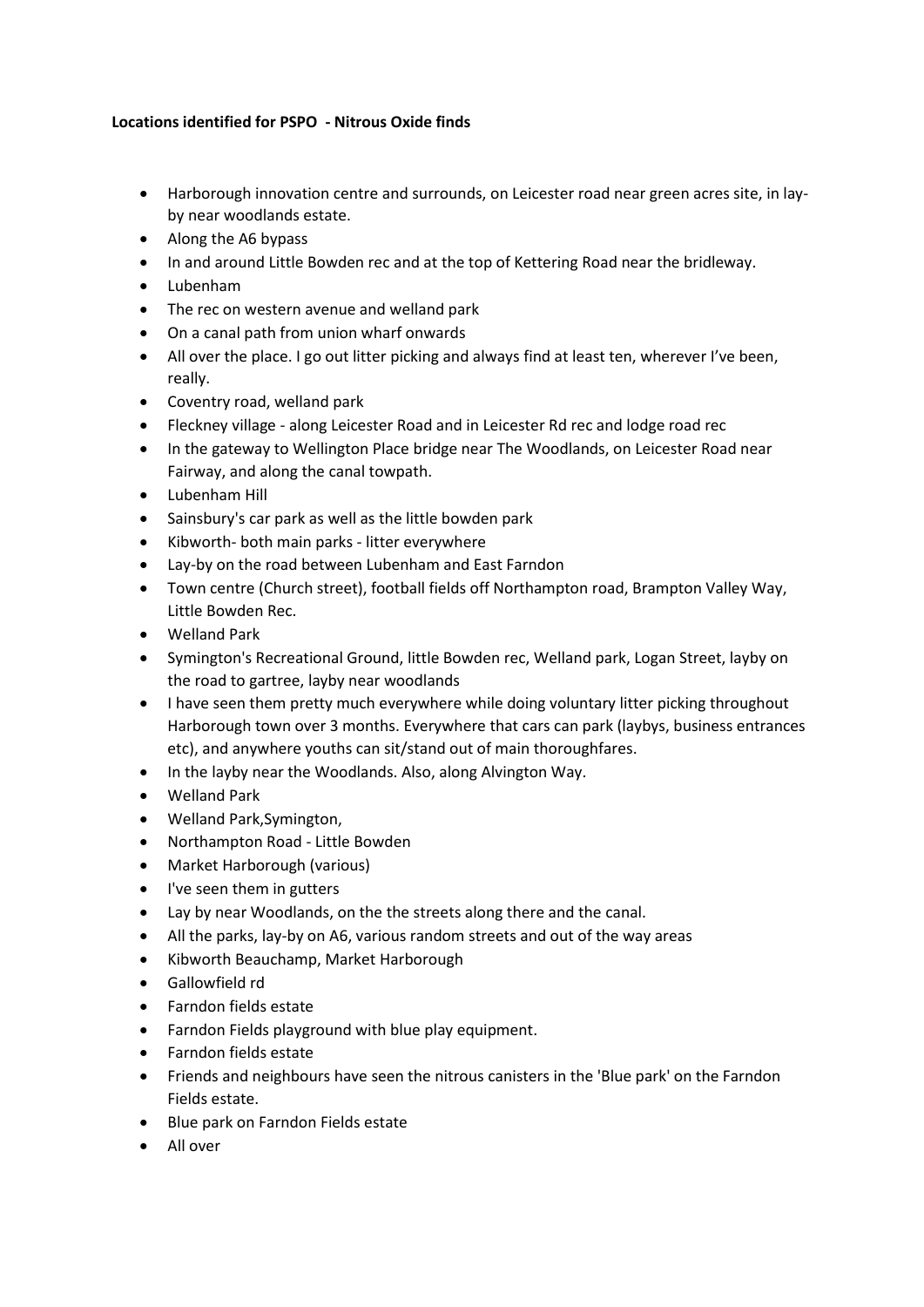**Locations identified for PSPO - Nitrous Oxide finds**

- Harborough innovation centre and surrounds, on Leicester road near green acres site, in lay-by near woodlands estate.
- Along the A6 bypass
- In and around Little Bowden rec and at the top of Kettering Road near the bridleway.
- Lubenham
- The rec on western avenue and welland park
- On a canal path from union wharf onwards
- All over the place. I go out litter picking and always find at least ten, wherever I've been, really.
- Coventry road, welland park
- Fleckney village - along Leicester Road and in Leicester Rd rec and lodge road rec
- In the gateway to Wellington Place bridge near The Woodlands, on Leicester Road near Fairway, and along the canal towpath.
- Lubenham Hill
- Sainsbury's car park as well as the little bowden park
- Kibworth- both main parks - litter everywhere
- Lay-by on the road between Lubenham and East Farndon
- Town centre (Church street), football fields off Northampton road, Brampton Valley Way, Little Bowden Rec.
- Welland Park
- Symington's Recreational Ground, little Bowden rec, Welland park, Logan Street, layby on the road to gartree, layby near woodlands
- I have seen them pretty much everywhere while doing voluntary litter picking throughout Harborough town over 3 months. Everywhere that cars can park (laybys, business entrances etc), and anywhere youths can sit/stand out of main thoroughfares.
- In the layby near the Woodlands. Also, along Alvington Way.
- Welland Park
- Welland Park,Symington,
- Northampton Road - Little Bowden
- Market Harborough (various)
- I've seen them in gutters
- Lay by near Woodlands, on the the streets along there and the canal.
- All the parks, lay-by on A6, various random streets and out of the way areas
- Kibworth Beauchamp, Market Harborough
- Gallowfield rd
- Farndon fields estate
- Farndon Fields playground with blue play equipment.
- Farndon fields estate
- Friends and neighbours have seen the nitrous canisters in the 'Blue park' on the Farndon Fields estate.
- Blue park on Farndon Fields estate
- All over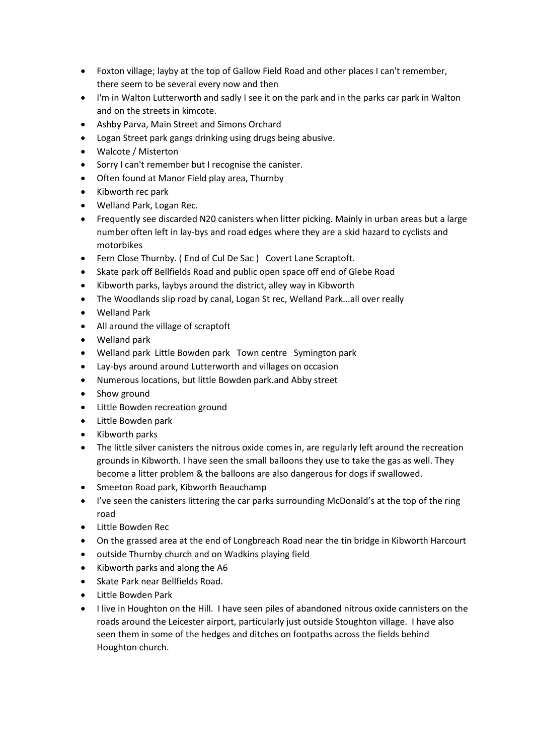- Foxton village; layby at the top of Gallow Field Road and other places I can't remember, there seem to be several every now and then
- I'm in Walton Lutterworth and sadly I see it on the park and in the parks car park in Walton and on the streets in kimcote.
- Ashby Parva, Main Street and Simons Orchard
- Logan Street park gangs drinking using drugs being abusive.
- Walcote / Misterton
- Sorry I can't remember but I recognise the canister.
- Often found at Manor Field play area, Thurnby
- Kibworth rec park
- Welland Park, Logan Rec.
- Frequently see discarded N20 canisters when litter picking. Mainly in urban areas but a large number often left in lay-bys and road edges where they are a skid hazard to cyclists and motorbikes
- Fern Close Thurnby. ( End of Cul De Sac ) Covert Lane Scraptoft.
- Skate park off Bellfields Road and public open space off end of Glebe Road
- Kibworth parks, laybys around the district, alley way in Kibworth
- The Woodlands slip road by canal, Logan St rec, Welland Park...all over really
- Welland Park
- All around the village of scraptoft
- Welland park
- Welland park Little Bowden park Town centre Symington park
- Lay-bys around around Lutterworth and villages on occasion
- Numerous locations, but little Bowden park.and Abby street
- Show ground
- Little Bowden recreation ground
- Little Bowden park
- Kibworth parks
- The little silver canisters the nitrous oxide comes in, are regularly left around the recreation grounds in Kibworth. I have seen the small balloons they use to take the gas as well. They become a litter problem & the balloons are also dangerous for dogs if swallowed.
- Smeeton Road park, Kibworth Beauchamp
- I've seen the canisters littering the car parks surrounding McDonald's at the top of the ring road
- Little Bowden Rec
- On the grassed area at the end of Longbreach Road near the tin bridge in Kibworth Harcourt
- outside Thurnby church and on Wadkins playing field
- Kibworth parks and along the A6
- Skate Park near Bellfields Road.
- Little Bowden Park
- I live in Houghton on the Hill. I have seen piles of abandoned nitrous oxide cannisters on the roads around the Leicester airport, particularly just outside Stoughton village. I have also seen them in some of the hedges and ditches on footpaths across the fields behind Houghton church.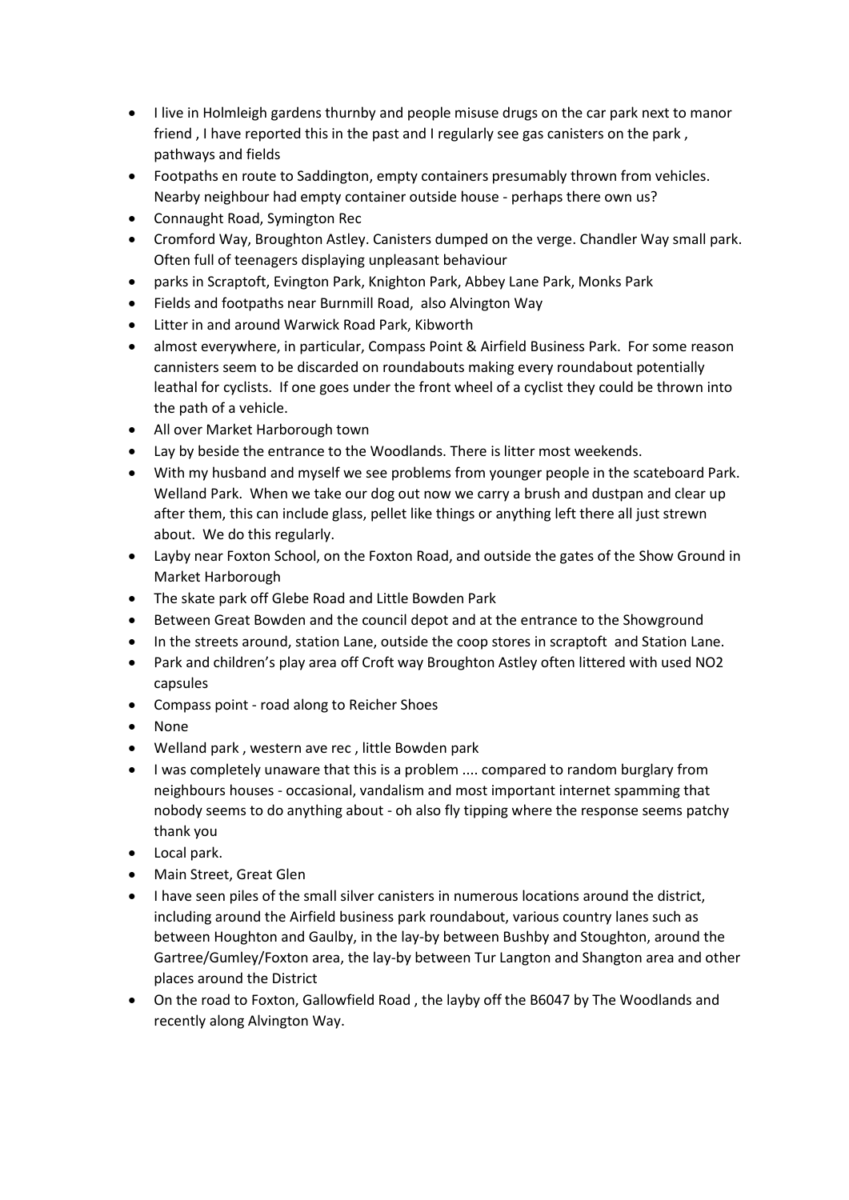- I live in Holmleigh gardens thurnby and people misuse drugs on the car park next to manor friend , I have reported this in the past and I regularly see gas canisters on the park , pathways and fields
- Footpaths en route to Saddington, empty containers presumably thrown from vehicles. Nearby neighbour had empty container outside house - perhaps there own us?
- Connaught Road, Symington Rec
- Cromford Way, Broughton Astley. Canisters dumped on the verge. Chandler Way small park. Often full of teenagers displaying unpleasant behaviour
- parks in Scraptoft, Evington Park, Knighton Park, Abbey Lane Park, Monks Park
- Fields and footpaths near Burnmill Road, also Alvington Way
- Litter in and around Warwick Road Park, Kibworth
- almost everywhere, in particular, Compass Point & Airfield Business Park. For some reason cannisters seem to be discarded on roundabouts making every roundabout potentially leathal for cyclists. If one goes under the front wheel of a cyclist they could be thrown into the path of a vehicle.
- All over Market Harborough town
- Lay by beside the entrance to the Woodlands. There is litter most weekends.
- With my husband and myself we see problems from younger people in the scateboard Park. Welland Park. When we take our dog out now we carry a brush and dustpan and clear up after them, this can include glass, pellet like things or anything left there all just strewn about. We do this regularly.
- Layby near Foxton School, on the Foxton Road, and outside the gates of the Show Ground in Market Harborough
- The skate park off Glebe Road and Little Bowden Park
- Between Great Bowden and the council depot and at the entrance to the Showground
- In the streets around, station Lane, outside the coop stores in scraptoft and Station Lane.
- Park and children's play area off Croft way Broughton Astley often littered with used NO2 capsules
- Compass point - road along to Reicher Shoes
- None
- Welland park , western ave rec , little Bowden park
- I was completely unaware that this is a problem .... compared to random burglary from neighbours houses - occasional, vandalism and most important internet spamming that nobody seems to do anything about - oh also fly tipping where the response seems patchy thank you
- Local park.
- Main Street, Great Glen
- I have seen piles of the small silver canisters in numerous locations around the district, including around the Airfield business park roundabout, various country lanes such as between Houghton and Gaulby, in the lay-by between Bushby and Stoughton, around the Gartree/Gumley/Foxton area, the lay-by between Tur Langton and Shangton area and other places around the District
- On the road to Foxton, Gallowfield Road , the layby off the B6047 by The Woodlands and recently along Alvington Way.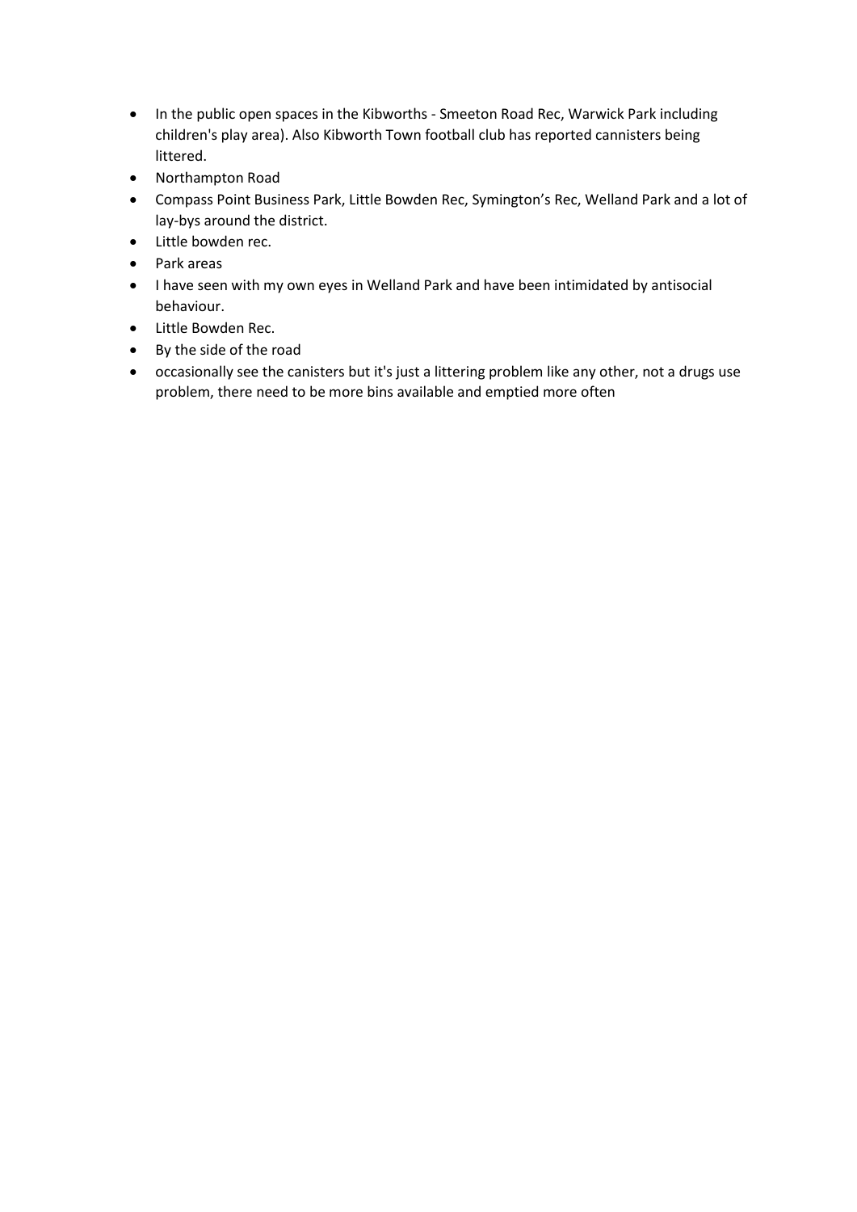- In the public open spaces in the Kibworths - Smeeton Road Rec, Warwick Park including children's play area). Also Kibworth Town football club has reported cannisters being littered.
- Northampton Road
- Compass Point Business Park, Little Bowden Rec, Symington's Rec, Welland Park and a lot of lay-bys around the district.
- Little bowden rec.
- Park areas
- I have seen with my own eyes in Welland Park and have been intimidated by antisocial behaviour.
- Little Bowden Rec.
- By the side of the road
- occasionally see the canisters but it's just a littering problem like any other, not a drugs use problem, there need to be more bins available and emptied more often